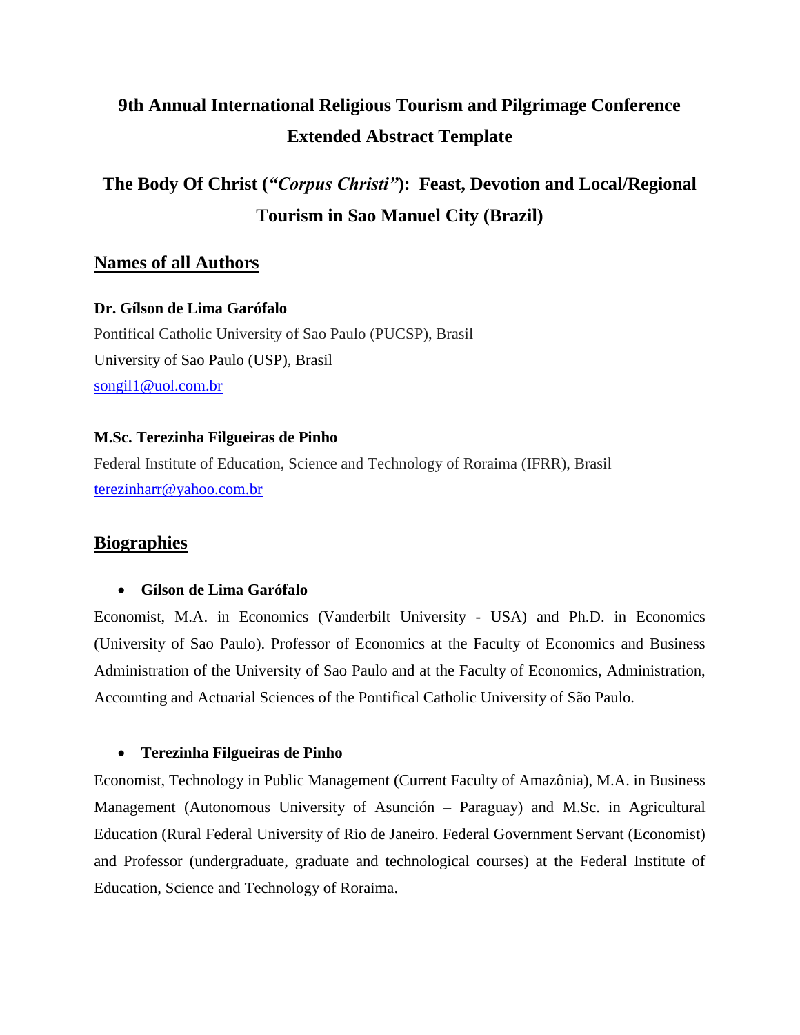# 9th Annual International Religious Tourism and Pilgrimage Conference Extended Abstract Template

# The Body Of Christ (*"Corpus Christi"*): Feast, Devotion and Local/Regional Tourism in Sao Manuel City (Brazil)

## Names of all Authors

**Dr. Gílson de Lima Garófalo**
Pontifical Catholic University of Sao Paulo (PUCSP), Brasil
University of Sao Paulo (USP), Brasil
songil1@uol.com.br

**M.Sc. Terezinha Filgueiras de Pinho**
Federal Institute of Education, Science and Technology of Roraima (IFRR), Brasil
terezinharr@yahoo.com.br

## Biographies

- **Gílson de Lima Garófalo**

Economist, M.A. in Economics (Vanderbilt University - USA) and Ph.D. in Economics (University of Sao Paulo). Professor of Economics at the Faculty of Economics and Business Administration of the University of Sao Paulo and at the Faculty of Economics, Administration, Accounting and Actuarial Sciences of the Pontifical Catholic University of São Paulo.

- **Terezinha Filgueiras de Pinho**

Economist, Technology in Public Management (Current Faculty of Amazônia), M.A. in Business Management (Autonomous University of Asunción – Paraguay) and M.Sc. in Agricultural Education (Rural Federal University of Rio de Janeiro. Federal Government Servant (Economist) and Professor (undergraduate, graduate and technological courses) at the Federal Institute of Education, Science and Technology of Roraima.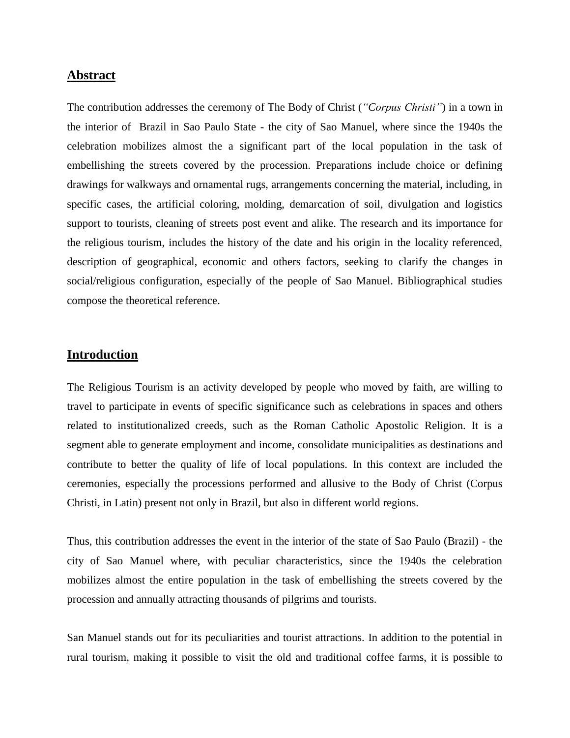## Abstract

The contribution addresses the ceremony of The Body of Christ (*"Corpus Christi"*) in a town in the interior of Brazil in Sao Paulo State - the city of Sao Manuel, where since the 1940s the celebration mobilizes almost the a significant part of the local population in the task of embellishing the streets covered by the procession. Preparations include choice or defining drawings for walkways and ornamental rugs, arrangements concerning the material, including, in specific cases, the artificial coloring, molding, demarcation of soil, divulgation and logistics support to tourists, cleaning of streets post event and alike. The research and its importance for the religious tourism, includes the history of the date and his origin in the locality referenced, description of geographical, economic and others factors, seeking to clarify the changes in social/religious configuration, especially of the people of Sao Manuel. Bibliographical studies compose the theoretical reference.

## Introduction

The Religious Tourism is an activity developed by people who moved by faith, are willing to travel to participate in events of specific significance such as celebrations in spaces and others related to institutionalized creeds, such as the Roman Catholic Apostolic Religion. It is a segment able to generate employment and income, consolidate municipalities as destinations and contribute to better the quality of life of local populations. In this context are included the ceremonies, especially the processions performed and allusive to the Body of Christ (Corpus Christi, in Latin) present not only in Brazil, but also in different world regions.

Thus, this contribution addresses the event in the interior of the state of Sao Paulo (Brazil) - the city of Sao Manuel where, with peculiar characteristics, since the 1940s the celebration mobilizes almost the entire population in the task of embellishing the streets covered by the procession and annually attracting thousands of pilgrims and tourists.

San Manuel stands out for its peculiarities and tourist attractions. In addition to the potential in rural tourism, making it possible to visit the old and traditional coffee farms, it is possible to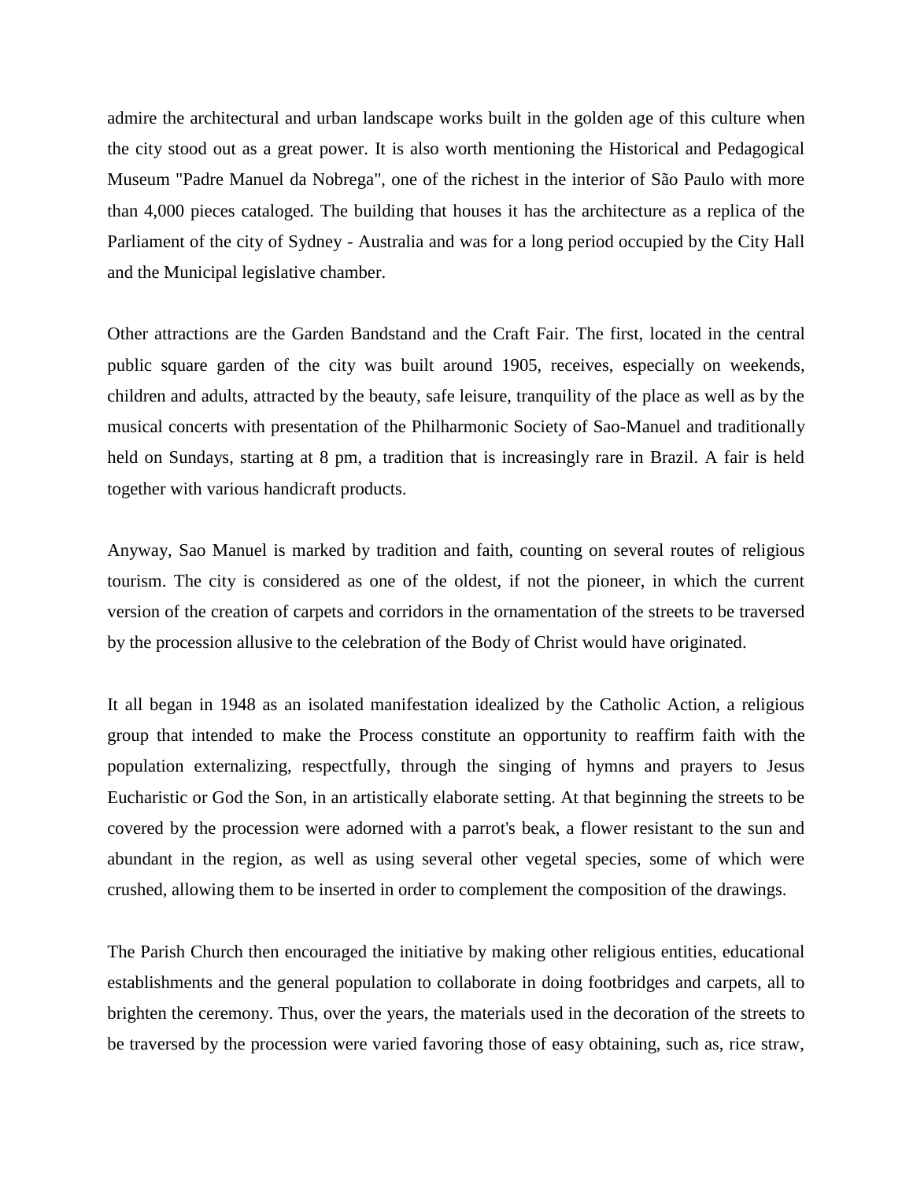admire the architectural and urban landscape works built in the golden age of this culture when the city stood out as a great power. It is also worth mentioning the Historical and Pedagogical Museum "Padre Manuel da Nobrega", one of the richest in the interior of São Paulo with more than 4,000 pieces cataloged. The building that houses it has the architecture as a replica of the Parliament of the city of Sydney - Australia and was for a long period occupied by the City Hall and the Municipal legislative chamber.

Other attractions are the Garden Bandstand and the Craft Fair. The first, located in the central public square garden of the city was built around 1905, receives, especially on weekends, children and adults, attracted by the beauty, safe leisure, tranquility of the place as well as by the musical concerts with presentation of the Philharmonic Society of Sao-Manuel and traditionally held on Sundays, starting at 8 pm, a tradition that is increasingly rare in Brazil. A fair is held together with various handicraft products.

Anyway, Sao Manuel is marked by tradition and faith, counting on several routes of religious tourism. The city is considered as one of the oldest, if not the pioneer, in which the current version of the creation of carpets and corridors in the ornamentation of the streets to be traversed by the procession allusive to the celebration of the Body of Christ would have originated.

It all began in 1948 as an isolated manifestation idealized by the Catholic Action, a religious group that intended to make the Process constitute an opportunity to reaffirm faith with the population externalizing, respectfully, through the singing of hymns and prayers to Jesus Eucharistic or God the Son, in an artistically elaborate setting. At that beginning the streets to be covered by the procession were adorned with a parrot's beak, a flower resistant to the sun and abundant in the region, as well as using several other vegetal species, some of which were crushed, allowing them to be inserted in order to complement the composition of the drawings.

The Parish Church then encouraged the initiative by making other religious entities, educational establishments and the general population to collaborate in doing footbridges and carpets, all to brighten the ceremony. Thus, over the years, the materials used in the decoration of the streets to be traversed by the procession were varied favoring those of easy obtaining, such as, rice straw,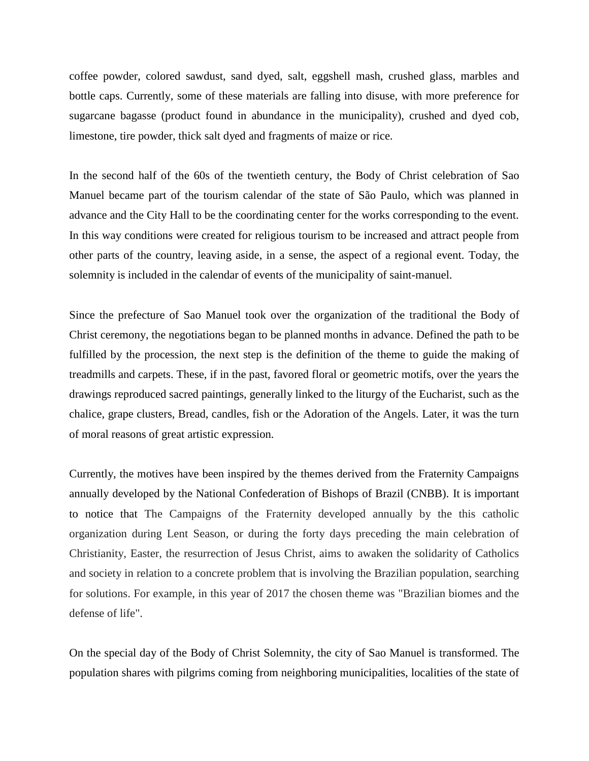coffee powder, colored sawdust, sand dyed, salt, eggshell mash, crushed glass, marbles and bottle caps. Currently, some of these materials are falling into disuse, with more preference for sugarcane bagasse (product found in abundance in the municipality), crushed and dyed cob, limestone, tire powder, thick salt dyed and fragments of maize or rice.

In the second half of the 60s of the twentieth century, the Body of Christ celebration of Sao Manuel became part of the tourism calendar of the state of São Paulo, which was planned in advance and the City Hall to be the coordinating center for the works corresponding to the event. In this way conditions were created for religious tourism to be increased and attract people from other parts of the country, leaving aside, in a sense, the aspect of a regional event. Today, the solemnity is included in the calendar of events of the municipality of saint-manuel.

Since the prefecture of Sao Manuel took over the organization of the traditional the Body of Christ ceremony, the negotiations began to be planned months in advance. Defined the path to be fulfilled by the procession, the next step is the definition of the theme to guide the making of treadmills and carpets. These, if in the past, favored floral or geometric motifs, over the years the drawings reproduced sacred paintings, generally linked to the liturgy of the Eucharist, such as the chalice, grape clusters, Bread, candles, fish or the Adoration of the Angels. Later, it was the turn of moral reasons of great artistic expression.

Currently, the motives have been inspired by the themes derived from the Fraternity Campaigns annually developed by the National Confederation of Bishops of Brazil (CNBB). It is important to notice that The Campaigns of the Fraternity developed annually by the this catholic organization during Lent Season, or during the forty days preceding the main celebration of Christianity, Easter, the resurrection of Jesus Christ, aims to awaken the solidarity of Catholics and society in relation to a concrete problem that is involving the Brazilian population, searching for solutions. For example, in this year of 2017 the chosen theme was "Brazilian biomes and the defense of life".

On the special day of the Body of Christ Solemnity, the city of Sao Manuel is transformed. The population shares with pilgrims coming from neighboring municipalities, localities of the state of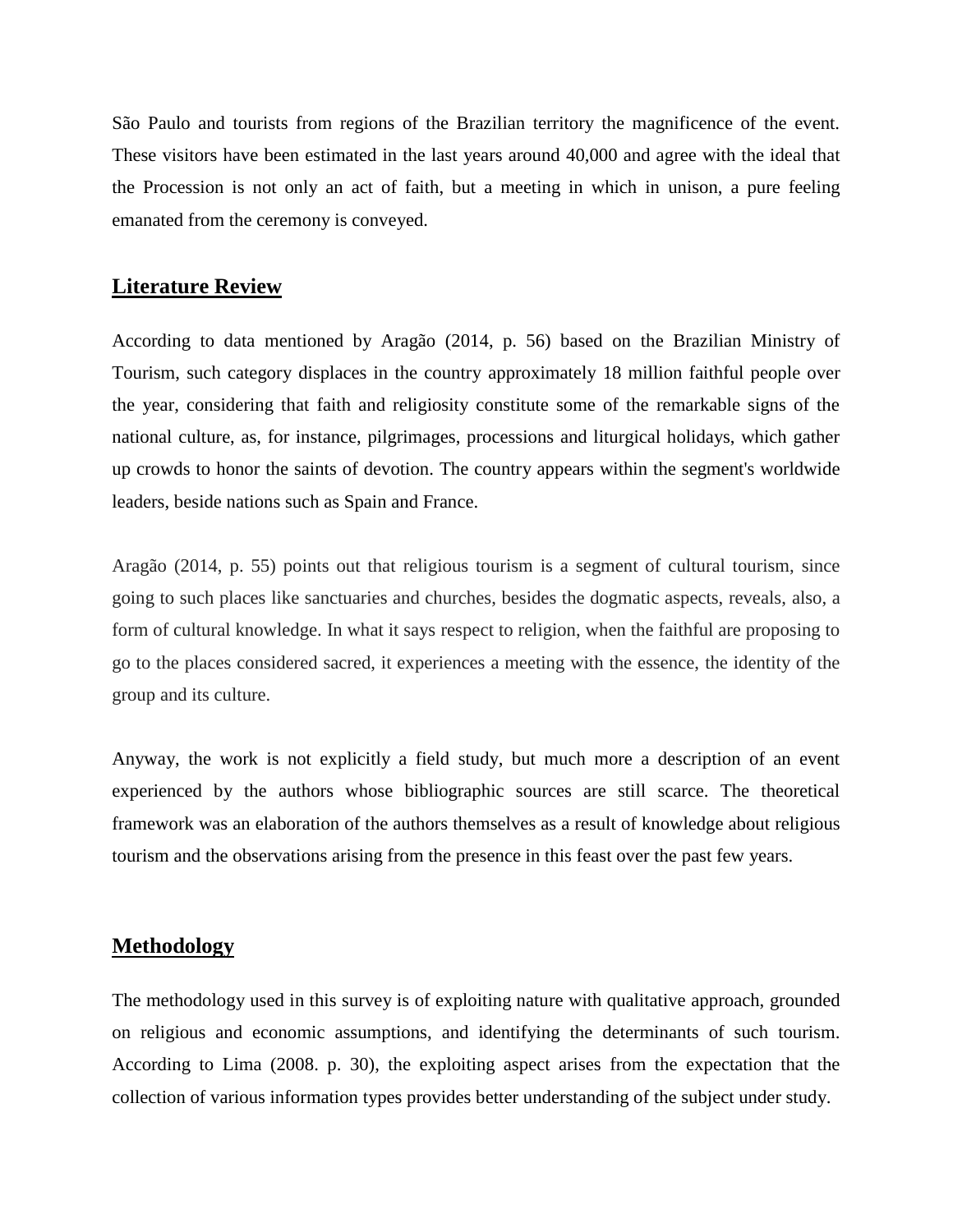São Paulo and tourists from regions of the Brazilian territory the magnificence of the event. These visitors have been estimated in the last years around 40,000 and agree with the ideal that the Procession is not only an act of faith, but a meeting in which in unison, a pure feeling emanated from the ceremony is conveyed.

## Literature Review

According to data mentioned by Aragão (2014, p. 56) based on the Brazilian Ministry of Tourism, such category displaces in the country approximately 18 million faithful people over the year, considering that faith and religiosity constitute some of the remarkable signs of the national culture, as, for instance, pilgrimages, processions and liturgical holidays, which gather up crowds to honor the saints of devotion. The country appears within the segment's worldwide leaders, beside nations such as Spain and France.

Aragão (2014, p. 55) points out that religious tourism is a segment of cultural tourism, since going to such places like sanctuaries and churches, besides the dogmatic aspects, reveals, also, a form of cultural knowledge. In what it says respect to religion, when the faithful are proposing to go to the places considered sacred, it experiences a meeting with the essence, the identity of the group and its culture.

Anyway, the work is not explicitly a field study, but much more a description of an event experienced by the authors whose bibliographic sources are still scarce. The theoretical framework was an elaboration of the authors themselves as a result of knowledge about religious tourism and the observations arising from the presence in this feast over the past few years.

## Methodology

The methodology used in this survey is of exploiting nature with qualitative approach, grounded on religious and economic assumptions, and identifying the determinants of such tourism. According to Lima (2008. p. 30), the exploiting aspect arises from the expectation that the collection of various information types provides better understanding of the subject under study.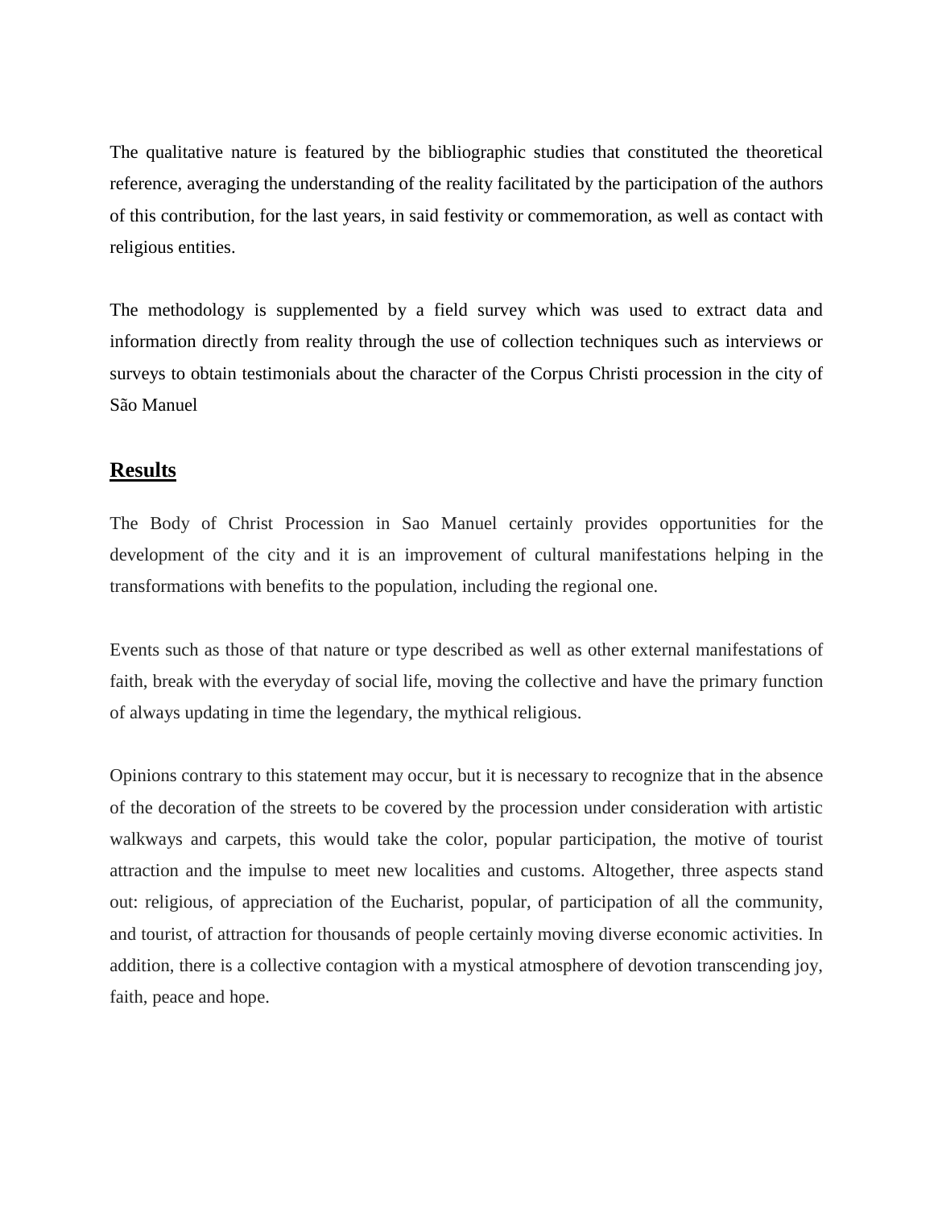The qualitative nature is featured by the bibliographic studies that constituted the theoretical reference, averaging the understanding of the reality facilitated by the participation of the authors of this contribution, for the last years, in said festivity or commemoration, as well as contact with religious entities.

The methodology is supplemented by a field survey which was used to extract data and information directly from reality through the use of collection techniques such as interviews or surveys to obtain testimonials about the character of the Corpus Christi procession in the city of São Manuel

## Results

The Body of Christ Procession in Sao Manuel certainly provides opportunities for the development of the city and it is an improvement of cultural manifestations helping in the transformations with benefits to the population, including the regional one.

Events such as those of that nature or type described as well as other external manifestations of faith, break with the everyday of social life, moving the collective and have the primary function of always updating in time the legendary, the mythical religious.

Opinions contrary to this statement may occur, but it is necessary to recognize that in the absence of the decoration of the streets to be covered by the procession under consideration with artistic walkways and carpets, this would take the color, popular participation, the motive of tourist attraction and the impulse to meet new localities and customs. Altogether, three aspects stand out: religious, of appreciation of the Eucharist, popular, of participation of all the community, and tourist, of attraction for thousands of people certainly moving diverse economic activities. In addition, there is a collective contagion with a mystical atmosphere of devotion transcending joy, faith, peace and hope.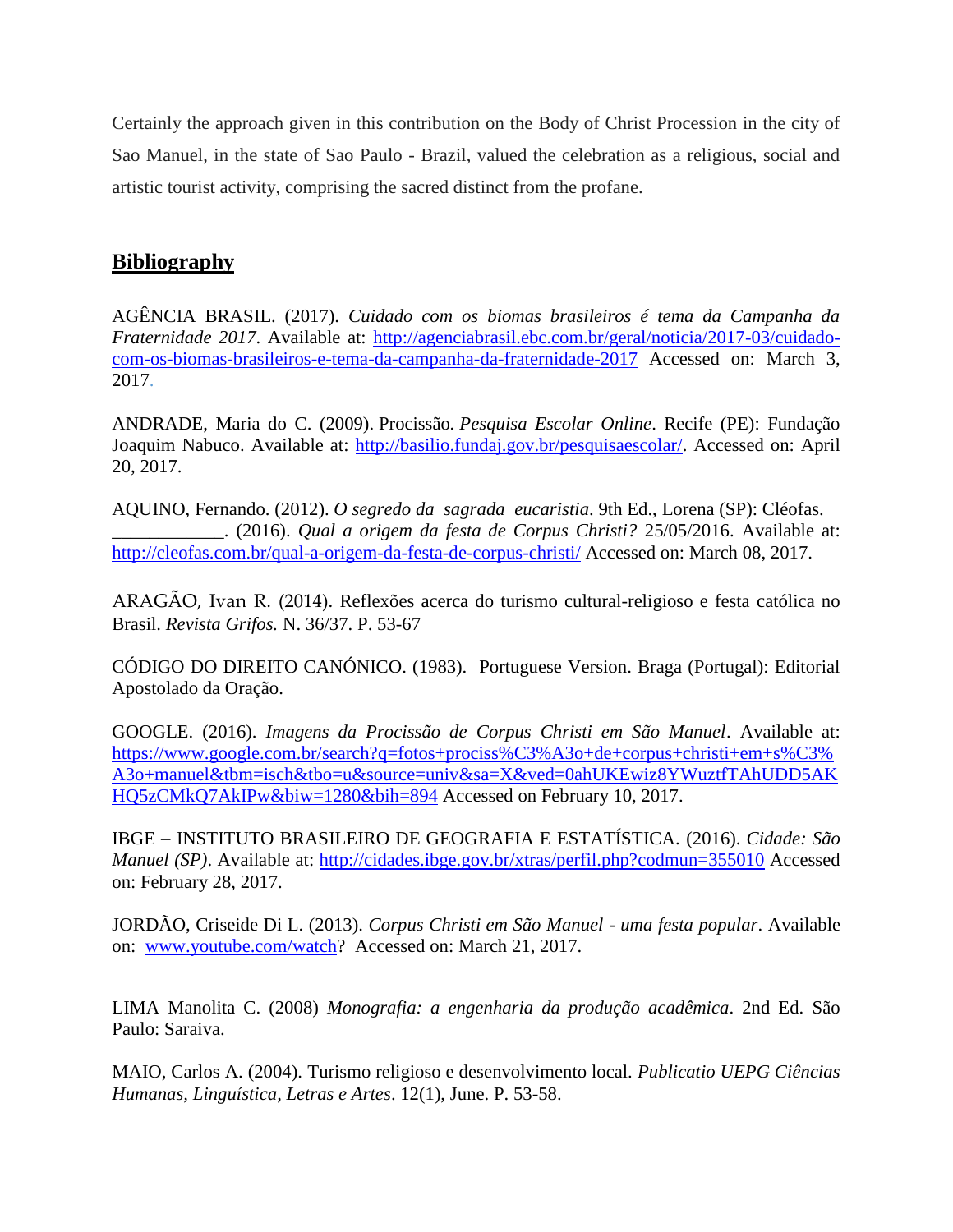Certainly the approach given in this contribution on the Body of Christ Procession in the city of Sao Manuel, in the state of Sao Paulo - Brazil, valued the celebration as a religious, social and artistic tourist activity, comprising the sacred distinct from the profane.

## Bibliography

AGÊNCIA BRASIL. (2017). *Cuidado com os biomas brasileiros é tema da Campanha da Fraternidade 2017*. Available at: [http://agenciabrasil.ebc.com.br/geral/noticia/2017-03/cuidado-com-os-biomas-brasileiros-e-tema-da-campanha-da-fraternidade-2017](http://agenciabrasil.ebc.com.br/geral/noticia/2017-03/cuidado-com-os-biomas-brasileiros-e-tema-da-campanha-da-fraternidade-2017) Accessed on: March 3, 2017.

ANDRADE, Maria do C. (2009). Procissão. *Pesquisa Escolar Online*. Recife (PE): Fundação Joaquim Nabuco. Available at: [http://basilio.fundaj.gov.br/pesquisaescolar/](http://basilio.fundaj.gov.br/pesquisaescolar/). Accessed on: April 20, 2017.

AQUINO, Fernando. (2012). *O segredo da sagrada eucaristia*. 9th Ed., Lorena (SP): Cléofas.
____________. (2016). *Qual a origem da festa de Corpus Christi?* 25/05/2016. Available at: [http://cleofas.com.br/qual-a-origem-da-festa-de-corpus-christi/](http://cleofas.com.br/qual-a-origem-da-festa-de-corpus-christi/) Accessed on: March 08, 2017.

ARAGÃO, Ivan R. (2014). Reflexões acerca do turismo cultural-religioso e festa católica no Brasil. *Revista Grifos.* N. 36/37. P. 53-67

CÓDIGO DO DIREITO CANÓNICO. (1983). Portuguese Version. Braga (Portugal): Editorial Apostolado da Oração.

GOOGLE. (2016). *Imagens da Procissão de Corpus Christi em São Manuel*. Available at: [https://www.google.com.br/search?q=fotos+prociss%C3%A3o+de+corpus+christi+em+s%C3%A3o+manuel&tbm=isch&tbo=u&source=univ&sa=X&ved=0ahUKEwiz8YWuztfTAhUDD5AKHQ5zCMkQ7AkIPw&biw=1280&bih=894](https://www.google.com.br/search?q=fotos+prociss%C3%A3o+de+corpus+christi+em+s%C3%A3o+manuel&tbm=isch&tbo=u&source=univ&sa=X&ved=0ahUKEwiz8YWuztfTAhUDD5AKHQ5zCMkQ7AkIPw&biw=1280&bih=894) Accessed on February 10, 2017.

IBGE – INSTITUTO BRASILEIRO DE GEOGRAFIA E ESTATÍSTICA. (2016). *Cidade: São Manuel (SP)*. Available at: [http://cidades.ibge.gov.br/xtras/perfil.php?codmun=355010](http://cidades.ibge.gov.br/xtras/perfil.php?codmun=355010) Accessed on: February 28, 2017.

JORDÃO, Criseide Di L. (2013). *Corpus Christi em São Manuel - uma festa popular*. Available on: [www.youtube.com/watch](www.youtube.com/watch)? Accessed on: March 21, 2017.

LIMA Manolita C. (2008) *Monografia: a engenharia da produção acadêmica*. 2nd Ed. São Paulo: Saraiva.

MAIO, Carlos A. (2004). Turismo religioso e desenvolvimento local. *Publicatio UEPG Ciências Humanas, Linguística, Letras e Artes*. 12(1), June. P. 53-58.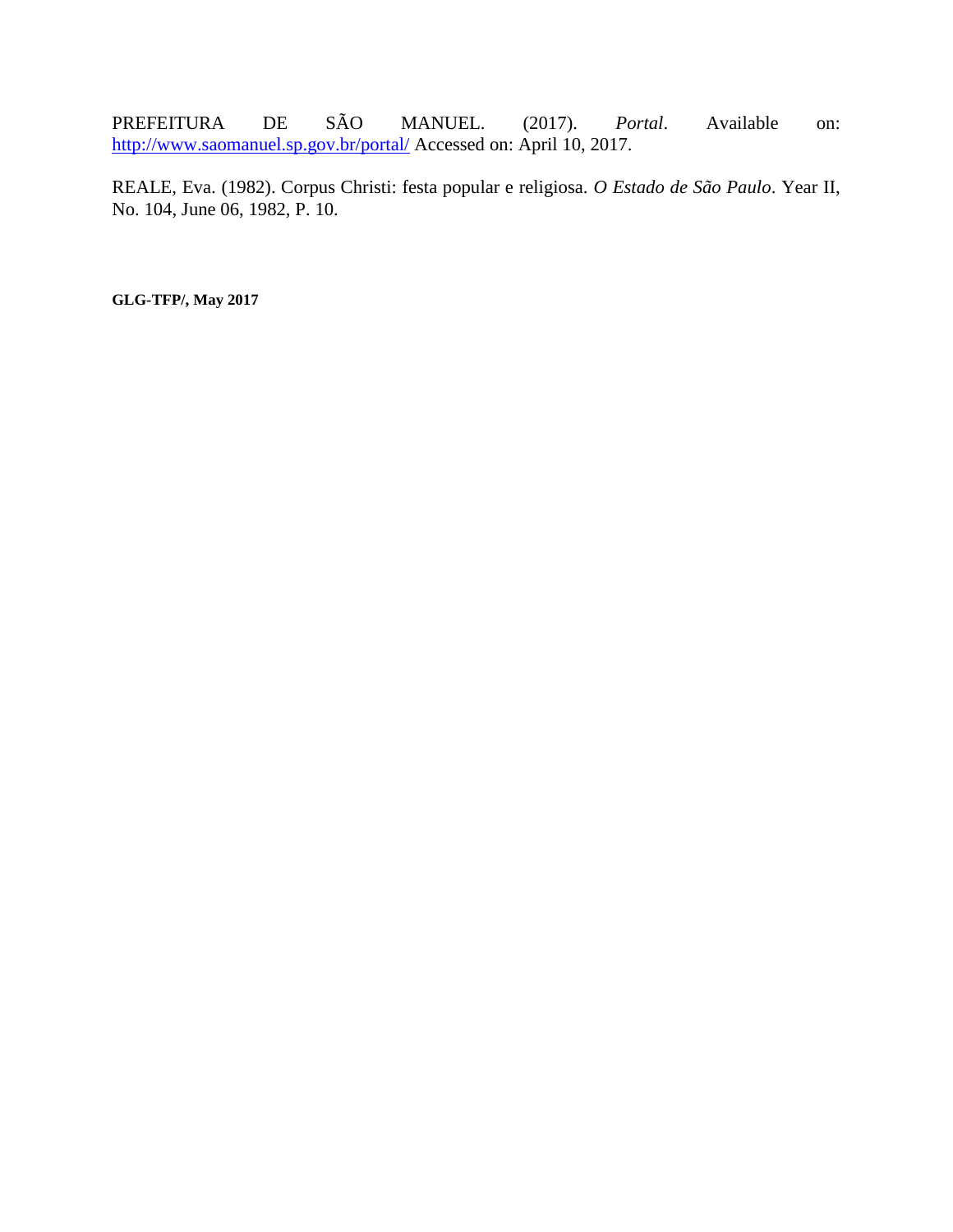PREFEITURA DE SÃO MANUEL. (2017). *Portal*. Available on: http://www.saomanuel.sp.gov.br/portal/ Accessed on: April 10, 2017.

REALE, Eva. (1982). Corpus Christi: festa popular e religiosa. *O Estado de São Paulo*. Year II, No. 104, June 06, 1982, P. 10.

**GLG-TFP/, May 2017**